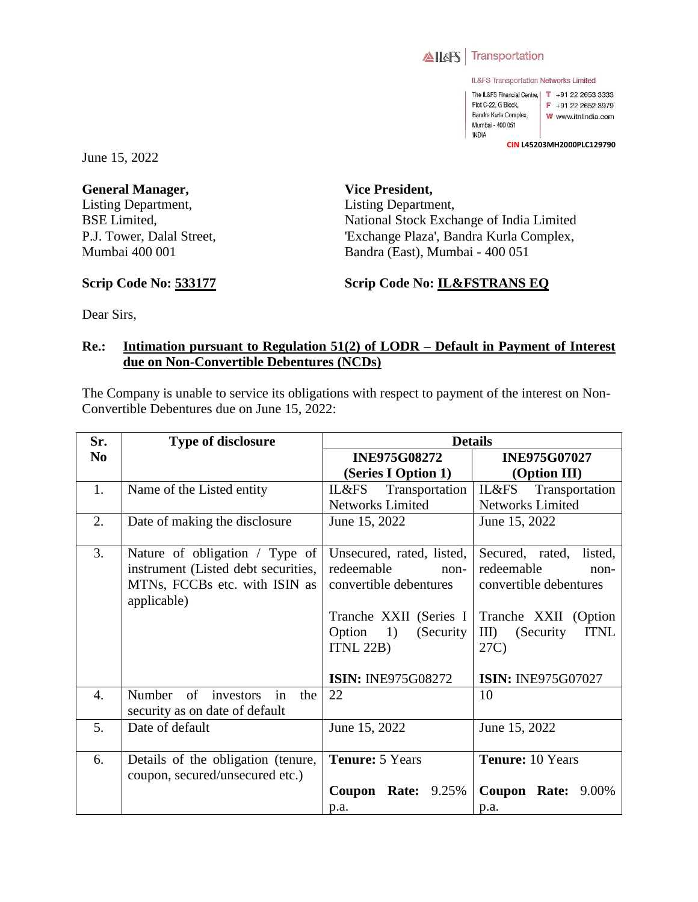IL&FS | Transportation

IL&FS Transportation Networks Limited

The IL&FS Financial Centre, Plot C-22, G Block, Bandra Kurla Complex, Mumbai - 400 051 INDIA

T +91 22 2653 3333
F +91 22 2652 3979
W www.itnlindia.com

CIN L45203MH2000PLC129790

June 15, 2022

**General Manager,**
Listing Department,
BSE Limited,
P.J. Tower, Dalal Street,
Mumbai 400 001

**Scrip Code No: 533177**

**Vice President,**
Listing Department,
National Stock Exchange of India Limited
'Exchange Plaza', Bandra Kurla Complex,
Bandra (East), Mumbai - 400 051

**Scrip Code No: IL&FSTRANS EQ**

Dear Sirs,

**Re.: Intimation pursuant to Regulation 51(2) of LODR – Default in Payment of Interest due on Non-Convertible Debentures (NCDs)**

The Company is unable to service its obligations with respect to payment of the interest on Non-Convertible Debentures due on June 15, 2022:

| Sr. No | Type of disclosure | Details | |
|---|---|---|---|
| | | **INE975G08272 (Series I Option 1)** | **INE975G07027 (Option III)** |
| 1. | Name of the Listed entity | IL&FS Transportation Networks Limited | IL&FS Transportation Networks Limited |
| 2. | Date of making the disclosure | June 15, 2022 | June 15, 2022 |
| 3. | Nature of obligation / Type of instrument (Listed debt securities, MTNs, FCCBs etc. with ISIN as applicable) | Unsecured, rated, listed, redeemable non-convertible debentures<br><br>Tranche XXII (Series I Option 1) (Security ITNL 22B)<br><br>**ISIN:** INE975G08272 | Secured, rated, listed, redeemable non-convertible debentures<br><br>Tranche XXII (Option III) (Security ITNL 27C)<br><br>**ISIN:** INE975G07027 |
| 4. | Number of investors in the security as on date of default | 22 | 10 |
| 5. | Date of default | June 15, 2022 | June 15, 2022 |
| 6. | Details of the obligation (tenure, coupon, secured/unsecured etc.) | **Tenure:** 5 Years<br><br>**Coupon Rate:** 9.25% p.a. | **Tenure:** 10 Years<br><br>**Coupon Rate:** 9.00% p.a. |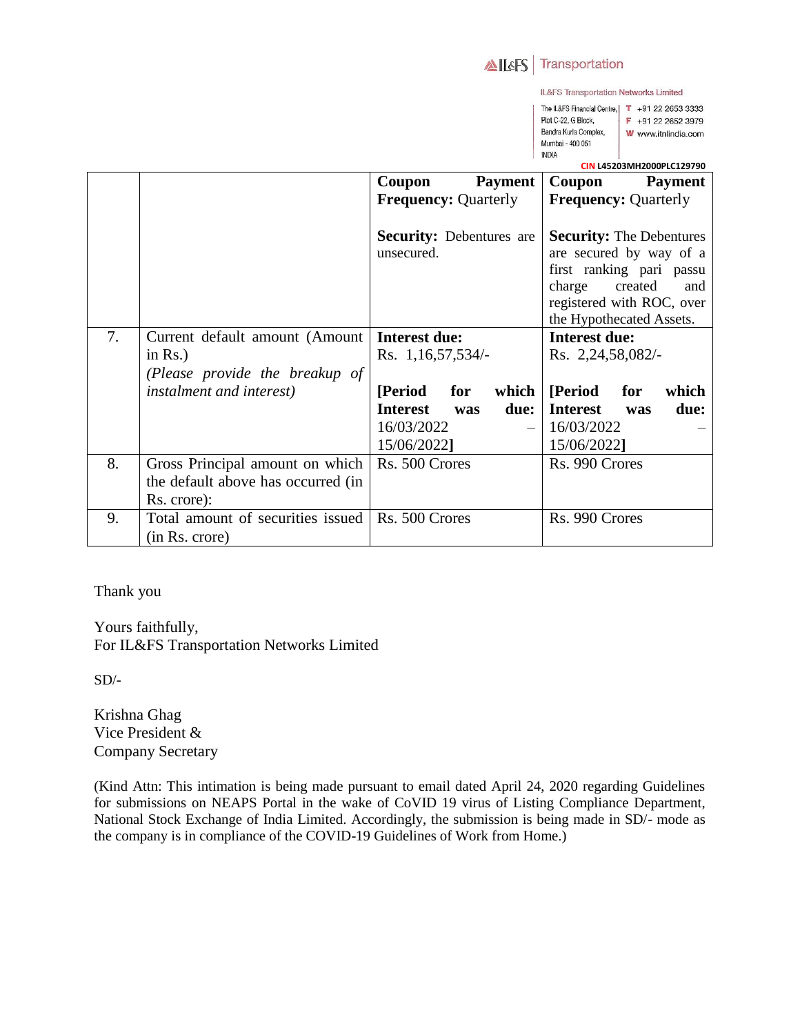| | | | |
|---|---|---|---|
| | | **Coupon Payment Frequency:** Quarterly<br><br>**Security:** Debentures are unsecured. | **Coupon Payment Frequency:** Quarterly<br><br>**Security:** The Debentures are secured by way of a first ranking pari passu charge created and registered with ROC, over the Hypothecated Assets. |
| 7. | Current default amount (Amount in Rs.)<br>*(Please provide the breakup of instalment and interest)* | **Interest due:**<br>Rs. 1,16,57,534/-<br><br>**[Period for which Interest was due:** 16/03/2022 – 15/06/2022**]** | **Interest due:**<br>Rs. 2,24,58,082/-<br><br>**[Period for which Interest was due:** 16/03/2022 – 15/06/2022**]** |
| 8. | Gross Principal amount on which the default above has occurred (in Rs. crore): | Rs. 500 Crores | Rs. 990 Crores |
| 9. | Total amount of securities issued (in Rs. crore) | Rs. 500 Crores | Rs. 990 Crores |

Thank you

Yours faithfully,
For IL&FS Transportation Networks Limited

SD/-

Krishna Ghag
Vice President &
Company Secretary

(Kind Attn: This intimation is being made pursuant to email dated April 24, 2020 regarding Guidelines for submissions on NEAPS Portal in the wake of CoVID 19 virus of Listing Compliance Department, National Stock Exchange of India Limited. Accordingly, the submission is being made in SD/- mode as the company is in compliance of the COVID-19 Guidelines of Work from Home.)